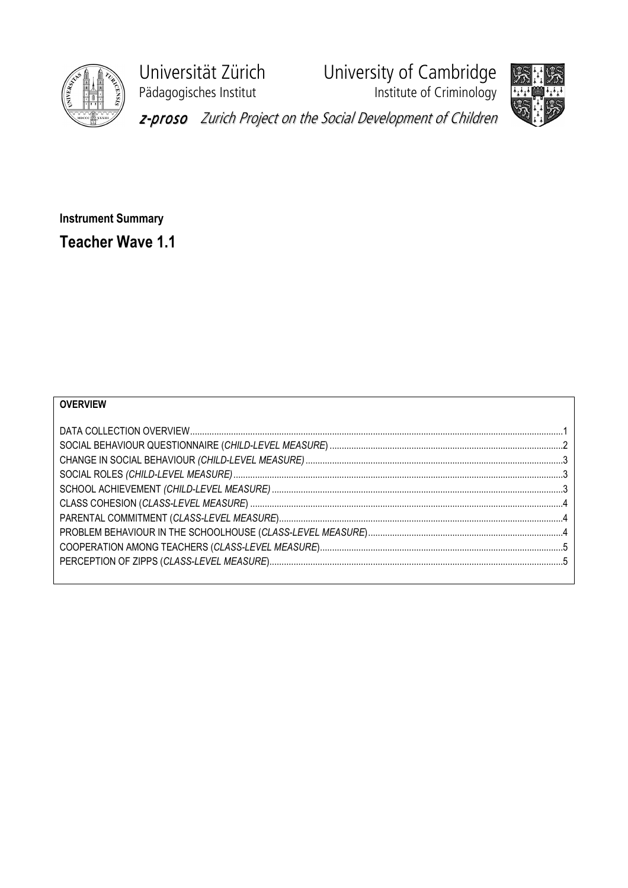Universität Zürich
Pädagogisches Institut

University of Cambridge
Institute of Criminology

*z-proso* *Zurich Project on the Social Development of Children*

**Instrument Summary**

# Teacher Wave 1.1

**OVERVIEW**

DATA COLLECTION OVERVIEW ........................................................................ 1
SOCIAL BEHAVIOUR QUESTIONNAIRE (*CHILD-LEVEL MEASURE*) ........................................ 2
CHANGE IN SOCIAL BEHAVIOUR *(CHILD-LEVEL MEASURE)* ............................................. 3
SOCIAL ROLES *(CHILD-LEVEL MEASURE)* ........................................................... 3
SCHOOL ACHIEVEMENT *(CHILD-LEVEL MEASURE)* .................................................... 3
CLASS COHESION (*CLASS-LEVEL MEASURE*) ........................................................ 4
PARENTAL COMMITMENT (*CLASS-LEVEL MEASURE*) ................................................... 4
PROBLEM BEHAVIOUR IN THE SCHOOLHOUSE (*CLASS-LEVEL MEASURE*) ................................. 4
COOPERATION AMONG TEACHERS (*CLASS-LEVEL MEASURE*) ............................................ 5
PERCEPTION OF ZIPPS (*CLASS-LEVEL MEASURE*) .................................................. 5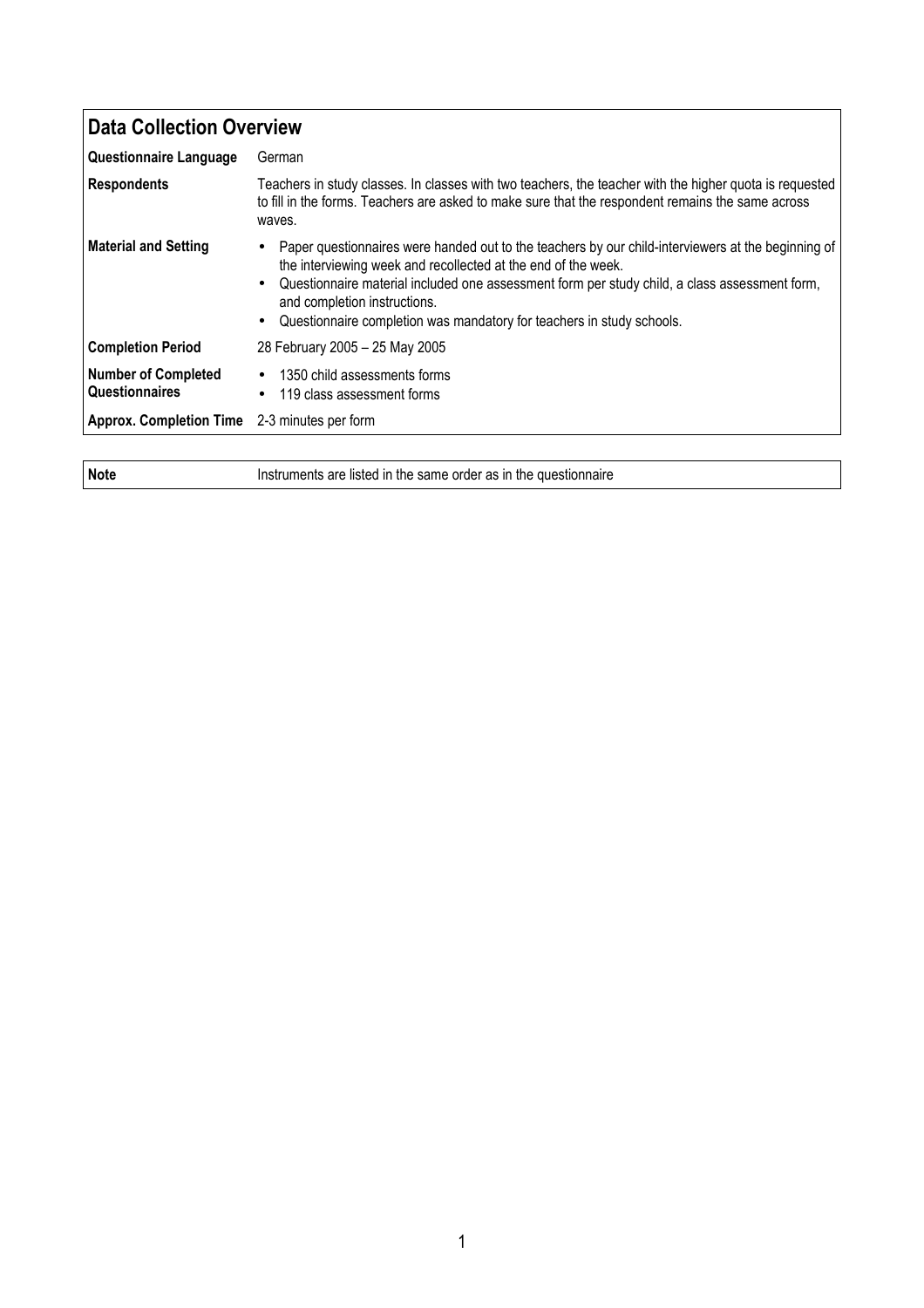## Data Collection Overview

| | |
|---|---|
| **Questionnaire Language** | German |
| **Respondents** | Teachers in study classes. In classes with two teachers, the teacher with the higher quota is requested to fill in the forms. Teachers are asked to make sure that the respondent remains the same across waves. |
| **Material and Setting** | • Paper questionnaires were handed out to the teachers by our child-interviewers at the beginning of the interviewing week and recollected at the end of the week. • Questionnaire material included one assessment form per study child, a class assessment form, and completion instructions. • Questionnaire completion was mandatory for teachers in study schools. |
| **Completion Period** | 28 February 2005 – 25 May 2005 |
| **Number of Completed Questionnaires** | • 1350 child assessments forms • 119 class assessment forms |
| **Approx. Completion Time** | 2-3 minutes per form |

| | |
|---|---|
| **Note** | Instruments are listed in the same order as in the questionnaire |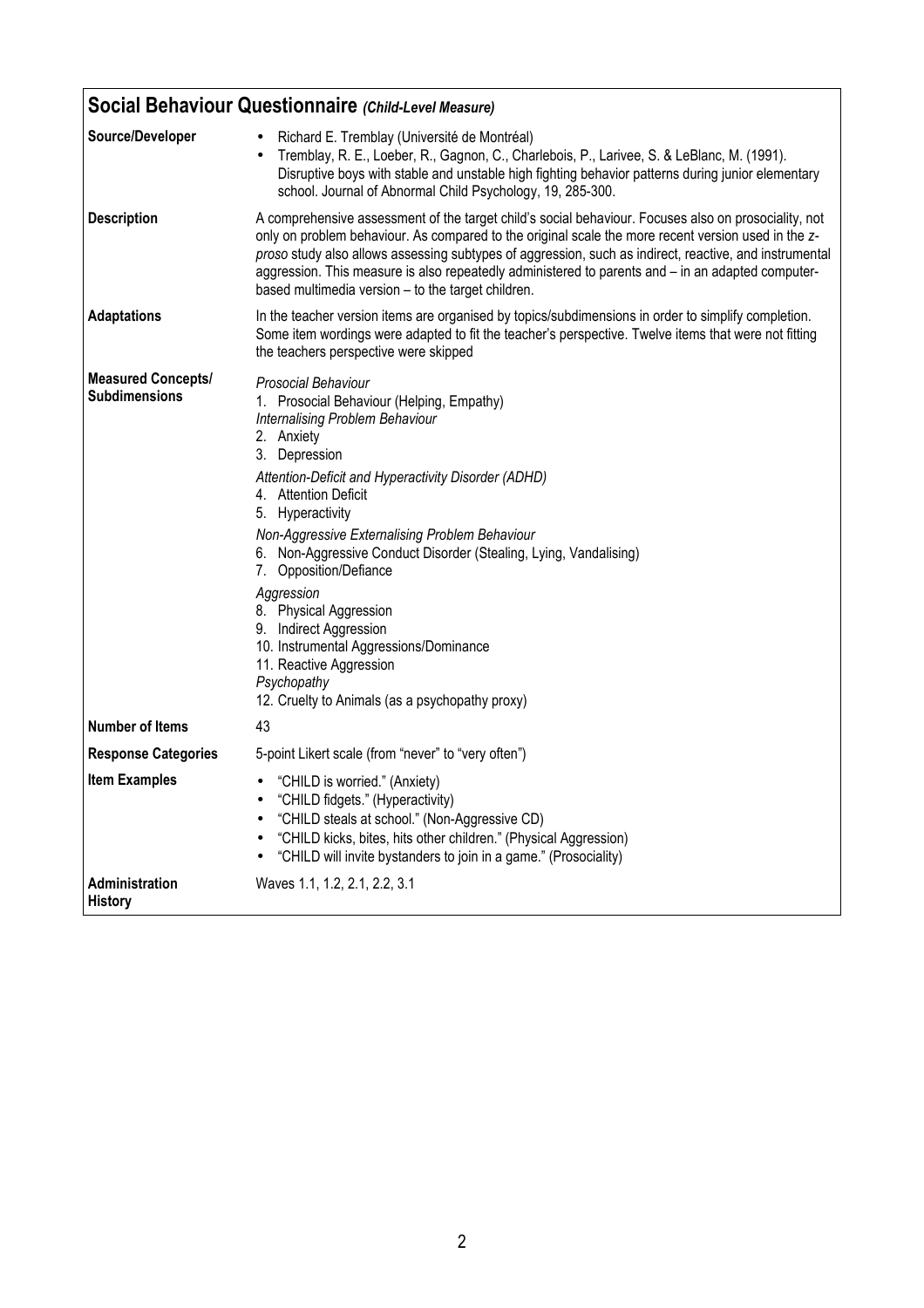## Social Behaviour Questionnaire *(Child-Level Measure)*

| | |
|---|---|
| **Source/Developer** | • Richard E. Tremblay (Université de Montréal)<br>• Tremblay, R. E., Loeber, R., Gagnon, C., Charlebois, P., Larivee, S. & LeBlanc, M. (1991). Disruptive boys with stable and unstable high fighting behavior patterns during junior elementary school. Journal of Abnormal Child Psychology, 19, 285-300. |
| **Description** | A comprehensive assessment of the target child's social behaviour. Focuses also on prosociality, not only on problem behaviour. As compared to the original scale the more recent version used in the *z-proso* study also allows assessing subtypes of aggression, such as indirect, reactive, and instrumental aggression. This measure is also repeatedly administered to parents and – in an adapted computer-based multimedia version – to the target children. |
| **Adaptations** | In the teacher version items are organised by topics/subdimensions in order to simplify completion. Some item wordings were adapted to fit the teacher's perspective. Twelve items that were not fitting the teachers perspective were skipped |
| **Measured Concepts/ Subdimensions** | *Prosocial Behaviour*<br>1. Prosocial Behaviour (Helping, Empathy)<br>*Internalising Problem Behaviour*<br>2. Anxiety<br>3. Depression<br>*Attention-Deficit and Hyperactivity Disorder (ADHD)*<br>4. Attention Deficit<br>5. Hyperactivity<br>*Non-Aggressive Externalising Problem Behaviour*<br>6. Non-Aggressive Conduct Disorder (Stealing, Lying, Vandalising)<br>7. Opposition/Defiance<br>*Aggression*<br>8. Physical Aggression<br>9. Indirect Aggression<br>10. Instrumental Aggressions/Dominance<br>11. Reactive Aggression<br>*Psychopathy*<br>12. Cruelty to Animals (as a psychopathy proxy) |
| **Number of Items** | 43 |
| **Response Categories** | 5-point Likert scale (from "never" to "very often") |
| **Item Examples** | • "CHILD is worried." (Anxiety)<br>• "CHILD fidgets." (Hyperactivity)<br>• "CHILD steals at school." (Non-Aggressive CD)<br>• "CHILD kicks, bites, hits other children." (Physical Aggression)<br>• "CHILD will invite bystanders to join in a game." (Prosociality) |
| **Administration History** | Waves 1.1, 1.2, 2.1, 2.2, 3.1 |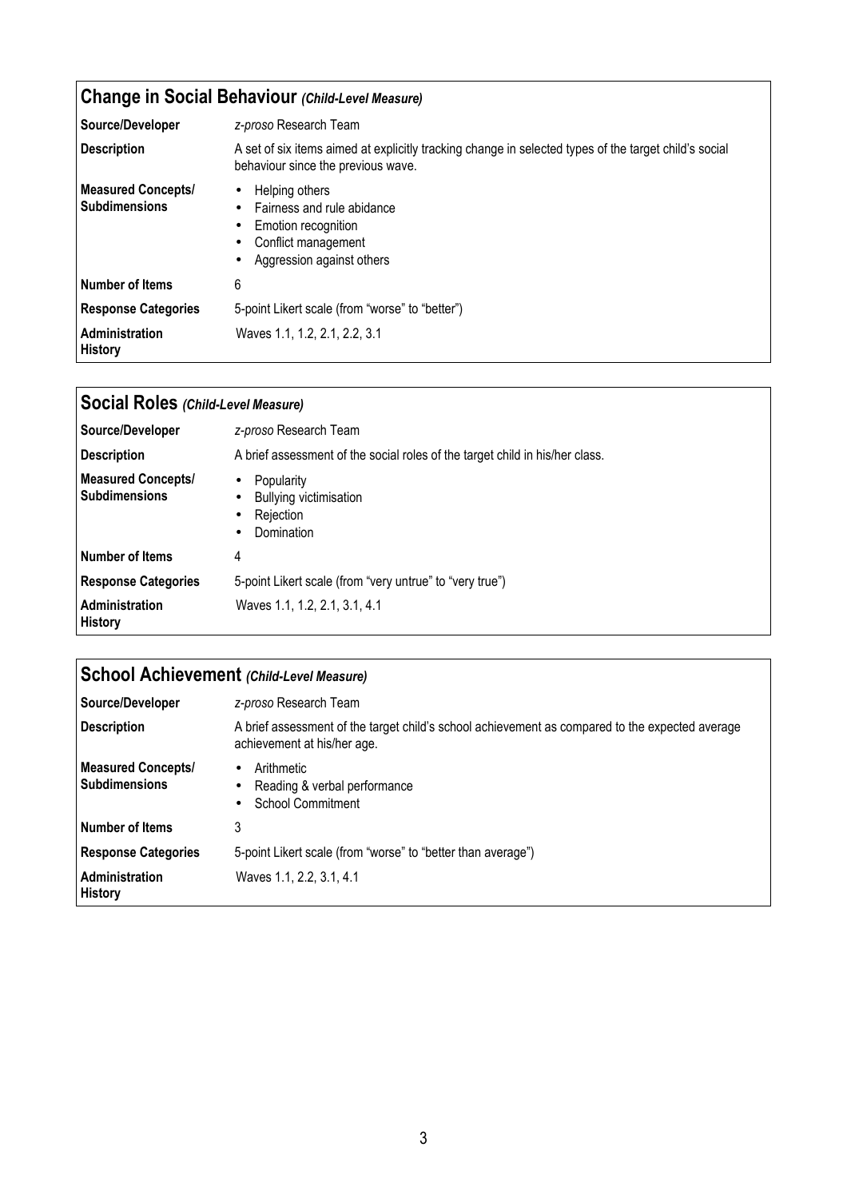## Change in Social Behaviour *(Child-Level Measure)*

| | |
|---|---|
| **Source/Developer** | *z-proso* Research Team |
| **Description** | A set of six items aimed at explicitly tracking change in selected types of the target child's social behaviour since the previous wave. |
| **Measured Concepts/ Subdimensions** | • Helping others<br>• Fairness and rule abidance<br>• Emotion recognition<br>• Conflict management<br>• Aggression against others |
| **Number of Items** | 6 |
| **Response Categories** | 5-point Likert scale (from "worse" to "better") |
| **Administration History** | Waves 1.1, 1.2, 2.1, 2.2, 3.1 |

## Social Roles *(Child-Level Measure)*

| | |
|---|---|
| **Source/Developer** | *z-proso* Research Team |
| **Description** | A brief assessment of the social roles of the target child in his/her class. |
| **Measured Concepts/ Subdimensions** | • Popularity<br>• Bullying victimisation<br>• Rejection<br>• Domination |
| **Number of Items** | 4 |
| **Response Categories** | 5-point Likert scale (from "very untrue" to "very true") |
| **Administration History** | Waves 1.1, 1.2, 2.1, 3.1, 4.1 |

## School Achievement *(Child-Level Measure)*

| | |
|---|---|
| **Source/Developer** | *z-proso* Research Team |
| **Description** | A brief assessment of the target child's school achievement as compared to the expected average achievement at his/her age. |
| **Measured Concepts/ Subdimensions** | • Arithmetic<br>• Reading & verbal performance<br>• School Commitment |
| **Number of Items** | 3 |
| **Response Categories** | 5-point Likert scale (from "worse" to "better than average") |
| **Administration History** | Waves 1.1, 2.2, 3.1, 4.1 |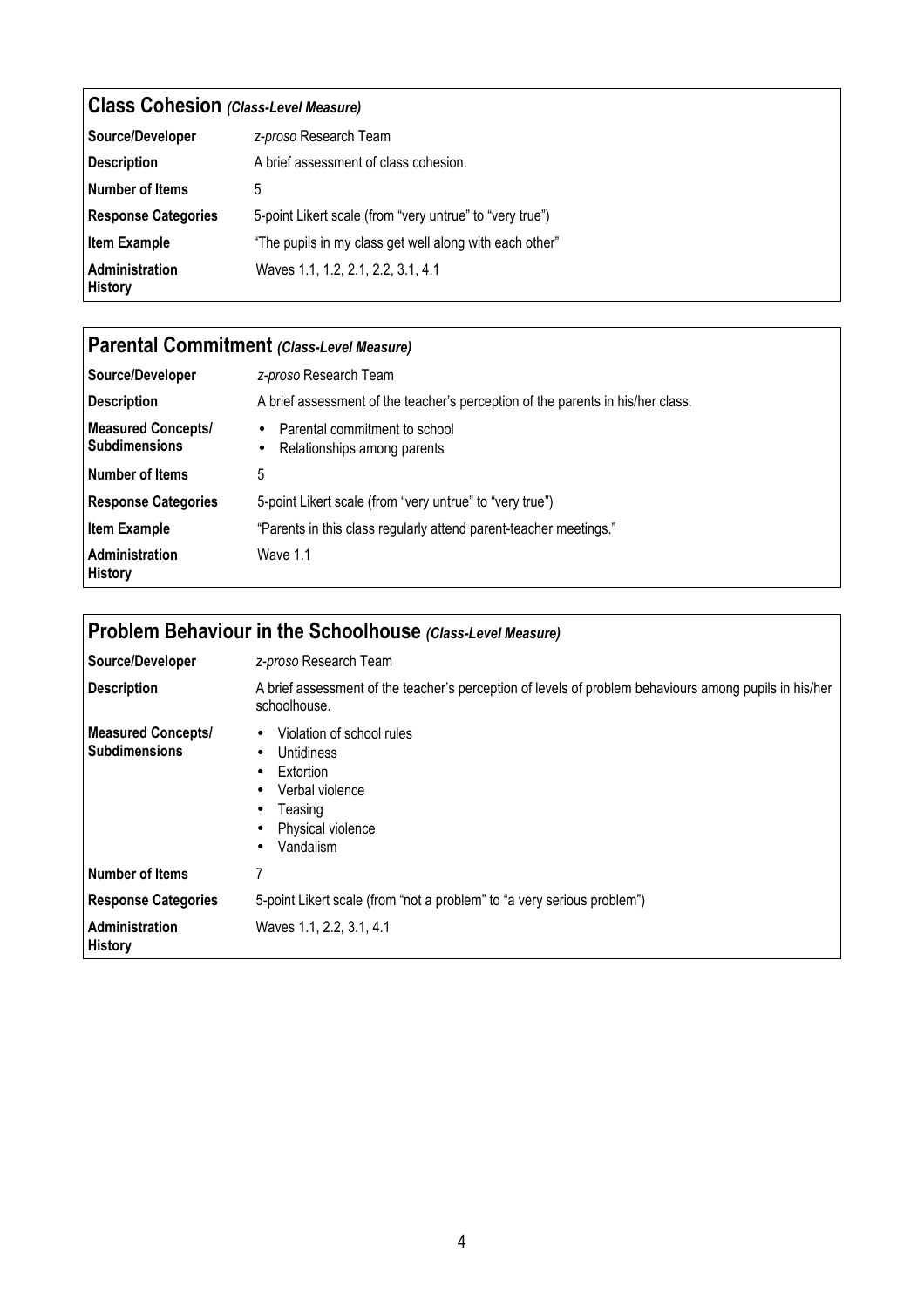## **Class Cohesion** *(Class-Level Measure)*

| | |
|---|---|
| **Source/Developer** | *z-proso* Research Team |
| **Description** | A brief assessment of class cohesion. |
| **Number of Items** | 5 |
| **Response Categories** | 5-point Likert scale (from "very untrue" to "very true") |
| **Item Example** | "The pupils in my class get well along with each other" |
| **Administration History** | Waves 1.1, 1.2, 2.1, 2.2, 3.1, 4.1 |

## **Parental Commitment** *(Class-Level Measure)*

| | |
|---|---|
| **Source/Developer** | *z-proso* Research Team |
| **Description** | A brief assessment of the teacher's perception of the parents in his/her class. |
| **Measured Concepts/ Subdimensions** | • Parental commitment to school<br>• Relationships among parents |
| **Number of Items** | 5 |
| **Response Categories** | 5-point Likert scale (from "very untrue" to "very true") |
| **Item Example** | "Parents in this class regularly attend parent-teacher meetings." |
| **Administration History** | Wave 1.1 |

## **Problem Behaviour in the Schoolhouse** *(Class-Level Measure)*

| | |
|---|---|
| **Source/Developer** | *z-proso* Research Team |
| **Description** | A brief assessment of the teacher's perception of levels of problem behaviours among pupils in his/her schoolhouse. |
| **Measured Concepts/ Subdimensions** | • Violation of school rules<br>• Untidiness<br>• Extortion<br>• Verbal violence<br>• Teasing<br>• Physical violence<br>• Vandalism |
| **Number of Items** | 7 |
| **Response Categories** | 5-point Likert scale (from "not a problem" to "a very serious problem") |
| **Administration History** | Waves 1.1, 2.2, 3.1, 4.1 |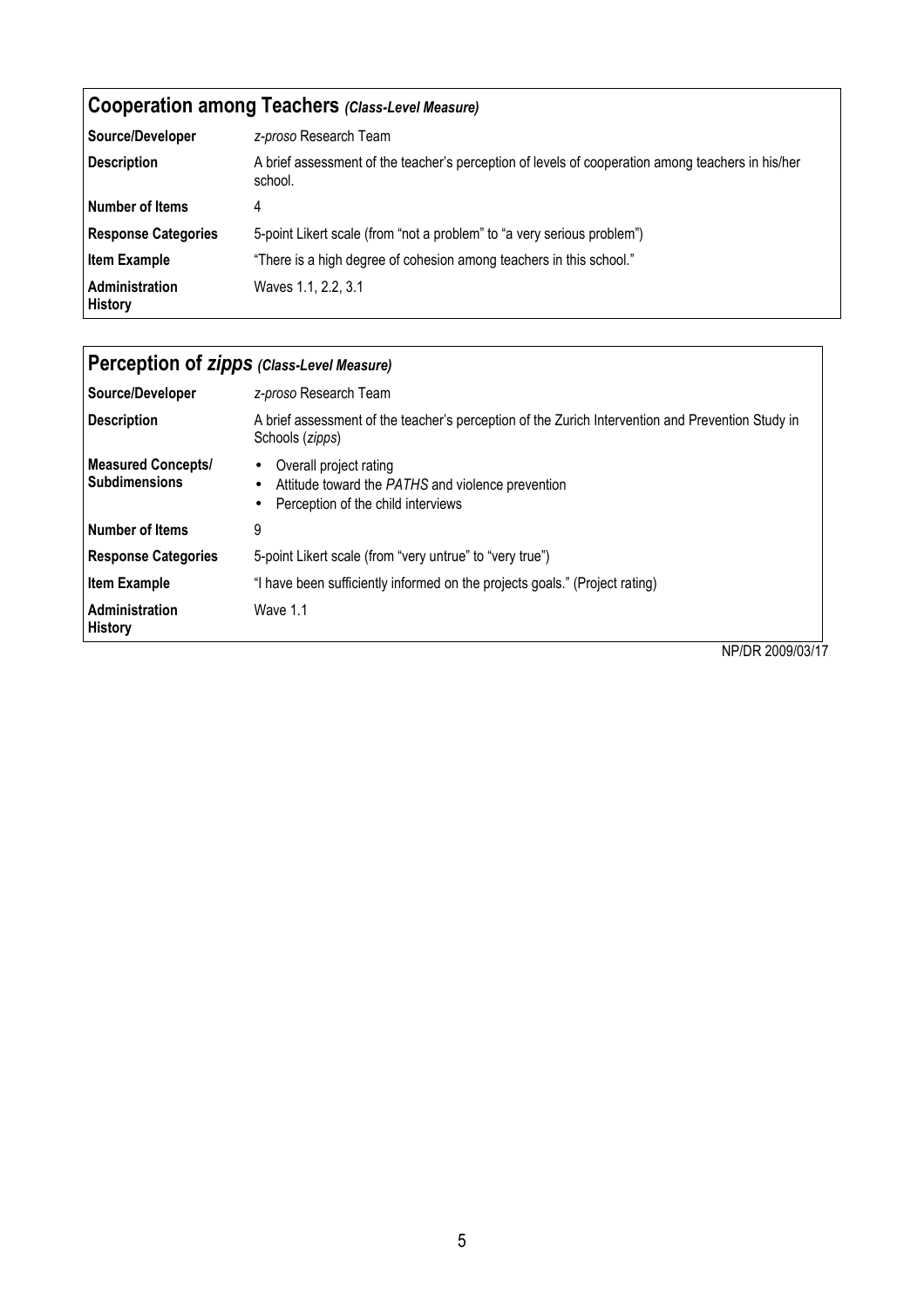## Cooperation among Teachers *(Class-Level Measure)*

| | |
|---|---|
| **Source/Developer** | *z-proso* Research Team |
| **Description** | A brief assessment of the teacher's perception of levels of cooperation among teachers in his/her school. |
| **Number of Items** | 4 |
| **Response Categories** | 5-point Likert scale (from "not a problem" to "a very serious problem") |
| **Item Example** | "There is a high degree of cohesion among teachers in this school." |
| **Administration History** | Waves 1.1, 2.2, 3.1 |

## Perception of *zipps* *(Class-Level Measure)*

| | |
|---|---|
| **Source/Developer** | *z-proso* Research Team |
| **Description** | A brief assessment of the teacher's perception of the Zurich Intervention and Prevention Study in Schools (*zipps*) |
| **Measured Concepts/ Subdimensions** | • Overall project rating<br>• Attitude toward the *PATHS* and violence prevention<br>• Perception of the child interviews |
| **Number of Items** | 9 |
| **Response Categories** | 5-point Likert scale (from "very untrue" to "very true") |
| **Item Example** | "I have been sufficiently informed on the projects goals." (Project rating) |
| **Administration History** | Wave 1.1 |

NP/DR 2009/03/17